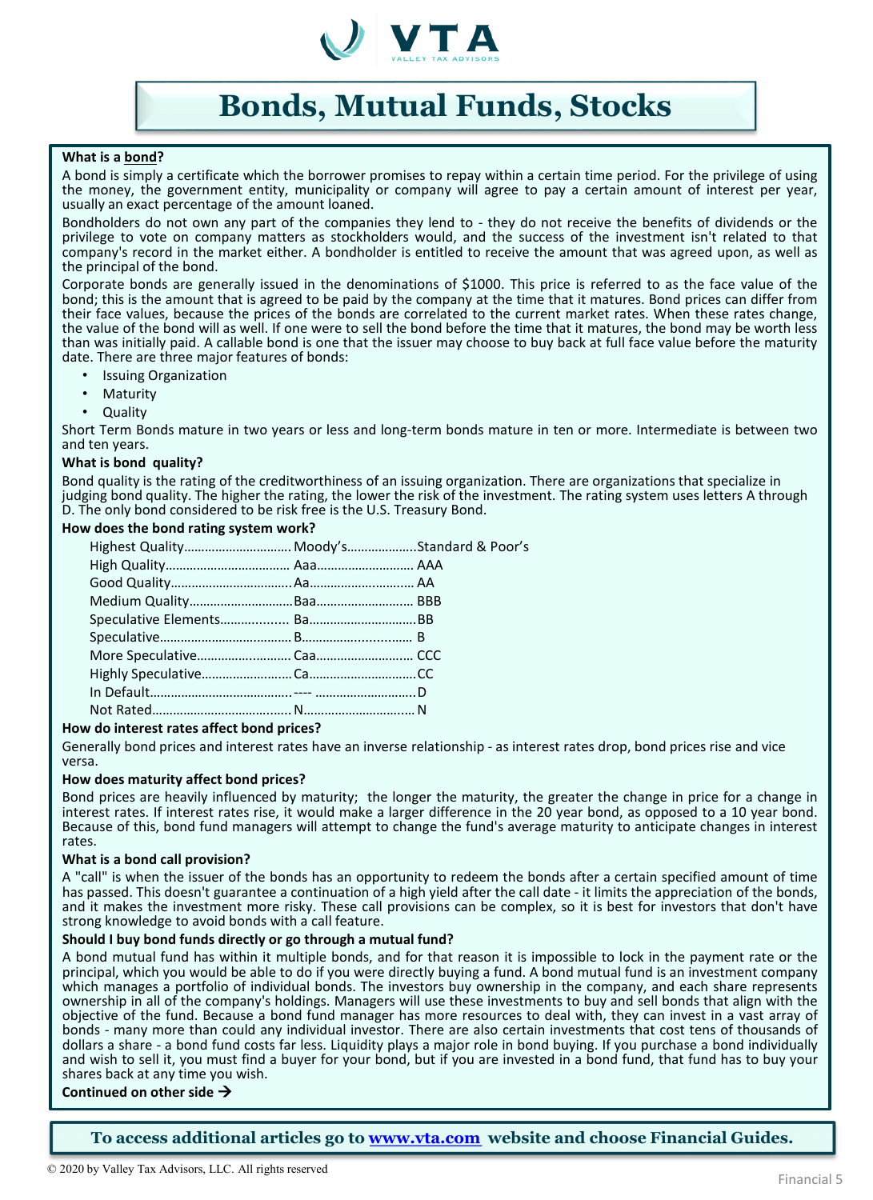VTA
VALLEY TAX ADVISORS

# Bonds, Mutual Funds, Stocks

**What is a bond?**

A bond is simply a certificate which the borrower promises to repay within a certain time period. For the privilege of using the money, the government entity, municipality or company will agree to pay a certain amount of interest per year, usually an exact percentage of the amount loaned.

Bondholders do not own any part of the companies they lend to - they do not receive the benefits of dividends or the privilege to vote on company matters as stockholders would, and the success of the investment isn't related to that company's record in the market either. A bondholder is entitled to receive the amount that was agreed upon, as well as the principal of the bond.

Corporate bonds are generally issued in the denominations of $1000. This price is referred to as the face value of the bond; this is the amount that is agreed to be paid by the company at the time that it matures. Bond prices can differ from their face values, because the prices of the bonds are correlated to the current market rates. When these rates change, the value of the bond will as well. If one were to sell the bond before the time that it matures, the bond may be worth less than was initially paid. A callable bond is one that the issuer may choose to buy back at full face value before the maturity date. There are three major features of bonds:

- Issuing Organization
- Maturity
- Quality

Short Term Bonds mature in two years or less and long-term bonds mature in ten or more. Intermediate is between two and ten years.

**What is bond quality?**

Bond quality is the rating of the creditworthiness of an issuing organization. There are organizations that specialize in judging bond quality. The higher the rating, the lower the risk of the investment. The rating system uses letters A through D. The only bond considered to be risk free is the U.S. Treasury Bond.

**How does the bond rating system work?**

| Highest Quality | Moody's | Standard & Poor's |
|---|---|---|
| High Quality | Aaa | AAA |
| Good Quality | Aa | AA |
| Medium Quality | Baa | BBB |
| Speculative Elements | Ba | BB |
| Speculative | B | B |
| More Speculative | Caa | CCC |
| Highly Speculative | Ca | CC |
| In Default | ---- | D |
| Not Rated | N | N |

**How do interest rates affect bond prices?**

Generally bond prices and interest rates have an inverse relationship - as interest rates drop, bond prices rise and vice versa.

**How does maturity affect bond prices?**

Bond prices are heavily influenced by maturity; the longer the maturity, the greater the change in price for a change in interest rates. If interest rates rise, it would make a larger difference in the 20 year bond, as opposed to a 10 year bond. Because of this, bond fund managers will attempt to change the fund's average maturity to anticipate changes in interest rates.

**What is a bond call provision?**

A "call" is when the issuer of the bonds has an opportunity to redeem the bonds after a certain specified amount of time has passed. This doesn't guarantee a continuation of a high yield after the call date - it limits the appreciation of the bonds, and it makes the investment more risky. These call provisions can be complex, so it is best for investors that don't have strong knowledge to avoid bonds with a call feature.

**Should I buy bond funds directly or go through a mutual fund?**

A bond mutual fund has within it multiple bonds, and for that reason it is impossible to lock in the payment rate or the principal, which you would be able to do if you were directly buying a fund. A bond mutual fund is an investment company which manages a portfolio of individual bonds. The investors buy ownership in the company, and each share represents ownership in all of the company's holdings. Managers will use these investments to buy and sell bonds that align with the objective of the fund. Because a bond fund manager has more resources to deal with, they can invest in a vast array of bonds - many more than could any individual investor. There are also certain investments that cost tens of thousands of dollars a share - a bond fund costs far less. Liquidity plays a major role in bond buying. If you purchase a bond individually and wish to sell it, you must find a buyer for your bond, but if you are invested in a bond fund, that fund has to buy your shares back at any time you wish.

**Continued on other side →**

**To access additional articles go to www.vta.com website and choose Financial Guides.**

© 2020 by Valley Tax Advisors, LLC. All rights reserved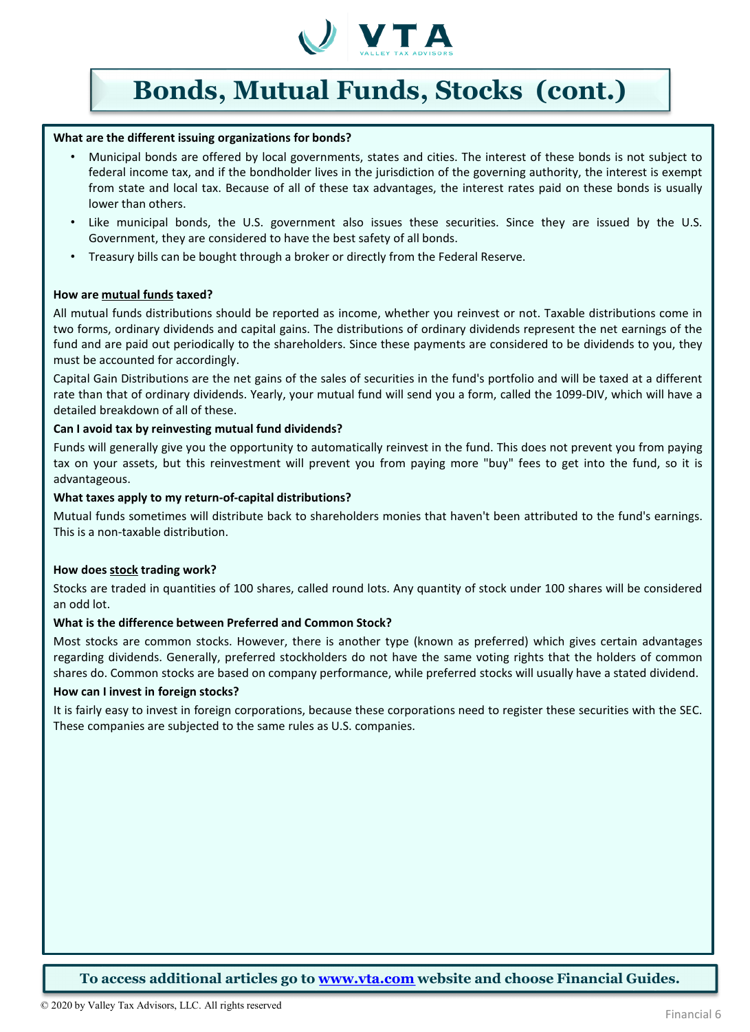# Bonds, Mutual Funds, Stocks (cont.)

**What are the different issuing organizations for bonds?**

- Municipal bonds are offered by local governments, states and cities. The interest of these bonds is not subject to federal income tax, and if the bondholder lives in the jurisdiction of the governing authority, the interest is exempt from state and local tax. Because of all of these tax advantages, the interest rates paid on these bonds is usually lower than others.
- Like municipal bonds, the U.S. government also issues these securities. Since they are issued by the U.S. Government, they are considered to have the best safety of all bonds.
- Treasury bills can be bought through a broker or directly from the Federal Reserve.

**How are mutual funds taxed?**

All mutual funds distributions should be reported as income, whether you reinvest or not. Taxable distributions come in two forms, ordinary dividends and capital gains. The distributions of ordinary dividends represent the net earnings of the fund and are paid out periodically to the shareholders. Since these payments are considered to be dividends to you, they must be accounted for accordingly.

Capital Gain Distributions are the net gains of the sales of securities in the fund's portfolio and will be taxed at a different rate than that of ordinary dividends. Yearly, your mutual fund will send you a form, called the 1099-DIV, which will have a detailed breakdown of all of these.

**Can I avoid tax by reinvesting mutual fund dividends?**

Funds will generally give you the opportunity to automatically reinvest in the fund. This does not prevent you from paying tax on your assets, but this reinvestment will prevent you from paying more "buy" fees to get into the fund, so it is advantageous.

**What taxes apply to my return-of-capital distributions?**

Mutual funds sometimes will distribute back to shareholders monies that haven't been attributed to the fund's earnings. This is a non-taxable distribution.

**How does stock trading work?**

Stocks are traded in quantities of 100 shares, called round lots. Any quantity of stock under 100 shares will be considered an odd lot.

**What is the difference between Preferred and Common Stock?**

Most stocks are common stocks. However, there is another type (known as preferred) which gives certain advantages regarding dividends. Generally, preferred stockholders do not have the same voting rights that the holders of common shares do. Common stocks are based on company performance, while preferred stocks will usually have a stated dividend.

**How can I invest in foreign stocks?**

It is fairly easy to invest in foreign corporations, because these corporations need to register these securities with the SEC. These companies are subjected to the same rules as U.S. companies.

**To access additional articles go to [www.vta.com](http://www.vta.com) website and choose Financial Guides.**

© 2020 by Valley Tax Advisors, LLC. All rights reserved